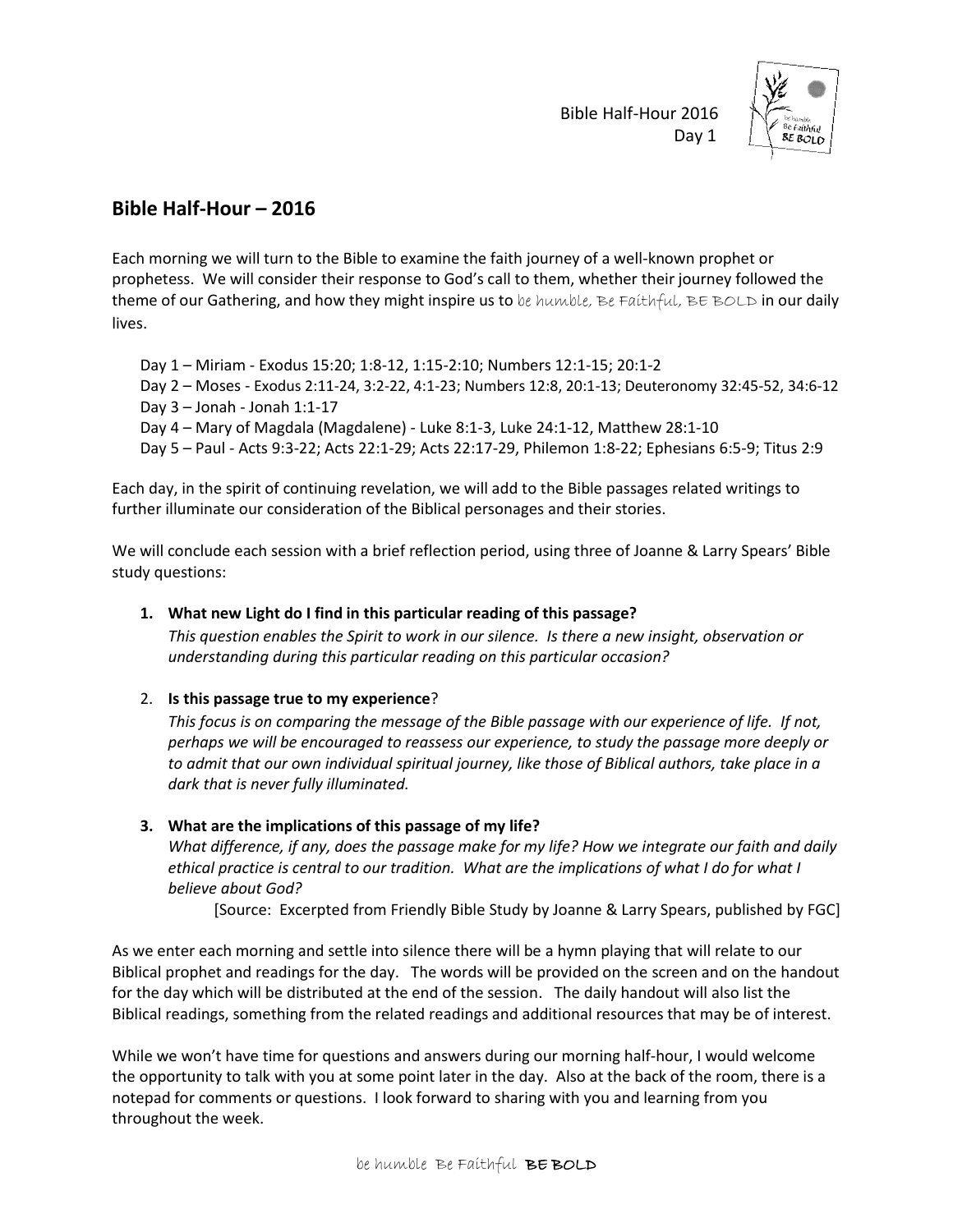## Bible Half-Hour – 2016

Each morning we will turn to the Bible to examine the faith journey of a well-known prophet or prophetess. We will consider their response to God's call to them, whether their journey followed the theme of our Gathering, and how they might inspire us to be humble, Be Faithful, BE BOLD in our daily lives.

Day 1 – Miriam - Exodus 15:20; 1:8-12, 1:15-2:10; Numbers 12:1-15; 20:1-2
Day 2 – Moses - Exodus 2:11-24, 3:2-22, 4:1-23; Numbers 12:8, 20:1-13; Deuteronomy 32:45-52, 34:6-12
Day 3 – Jonah - Jonah 1:1-17
Day 4 – Mary of Magdala (Magdalene) - Luke 8:1-3, Luke 24:1-12, Matthew 28:1-10
Day 5 – Paul - Acts 9:3-22; Acts 22:1-29; Acts 22:17-29, Philemon 1:8-22; Ephesians 6:5-9; Titus 2:9

Each day, in the spirit of continuing revelation, we will add to the Bible passages related writings to further illuminate our consideration of the Biblical personages and their stories.

We will conclude each session with a brief reflection period, using three of Joanne & Larry Spears' Bible study questions:

1. **What new Light do I find in this particular reading of this passage?**
   *This question enables the Spirit to work in our silence. Is there a new insight, observation or understanding during this particular reading on this particular occasion?*

2. **Is this passage true to my experience**?
   *This focus is on comparing the message of the Bible passage with our experience of life. If not, perhaps we will be encouraged to reassess our experience, to study the passage more deeply or to admit that our own individual spiritual journey, like those of Biblical authors, take place in a dark that is never fully illuminated.*

3. **What are the implications of this passage of my life?**
   *What difference, if any, does the passage make for my life? How we integrate our faith and daily ethical practice is central to our tradition. What are the implications of what I do for what I believe about God?*

   [Source: Excerpted from Friendly Bible Study by Joanne & Larry Spears, published by FGC]

As we enter each morning and settle into silence there will be a hymn playing that will relate to our Biblical prophet and readings for the day. The words will be provided on the screen and on the handout for the day which will be distributed at the end of the session. The daily handout will also list the Biblical readings, something from the related readings and additional resources that may be of interest.

While we won't have time for questions and answers during our morning half-hour, I would welcome the opportunity to talk with you at some point later in the day. Also at the back of the room, there is a notepad for comments or questions. I look forward to sharing with you and learning from you throughout the week.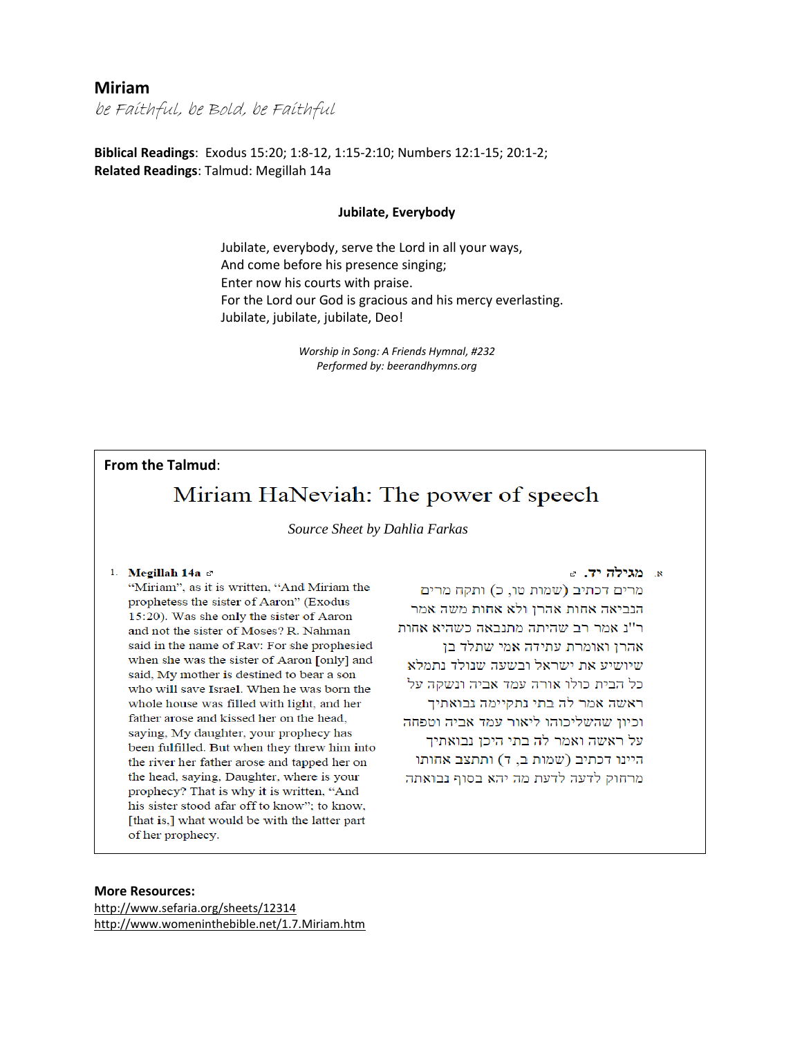# Miriam

*be Faithful, be Bold, be Faithful*

**Biblical Readings**: Exodus 15:20; 1:8-12, 1:15-2:10; Numbers 12:1-15; 20:1-2;
**Related Readings**: Talmud: Megillah 14a

### Jubilate, Everybody

Jubilate, everybody, serve the Lord in all your ways,
And come before his presence singing;
Enter now his courts with praise.
For the Lord our God is gracious and his mercy everlasting.
Jubilate, jubilate, jubilate, Deo!

*Worship in Song: A Friends Hymnal, #232*
*Performed by: beerandhymns.org*

---

**From the Talmud**:

## Miriam HaNeviah: The power of speech

*Source Sheet by Dahlia Farkas*

1. **Megillah 14a**
"Miriam", as it is written, "And Miriam the prophetess the sister of Aaron" (Exodus 15:20). Was she only the sister of Aaron and not the sister of Moses? R. Nahman said in the name of Rav: For she prophesied when she was the sister of Aaron [only] and said, My mother is destined to bear a son who will save Israel. When he was born the whole house was filled with light, and her father arose and kissed her on the head, saying, My daughter, your prophecy has been fulfilled. But when they threw him into the river her father arose and tapped her on the head, saying, Daughter, where is your prophecy? That is why it is written, "And his sister stood afar off to know"; to know, [that is,] what would be with the latter part of her prophecy.

א. **מגילה יד.**
מרים דכתיב (שמות טו, כ) ותקח מרים הנביאה אחות אהרן ולא אחות משה אמר ר"נ אמר רב שהיתה מתנבאה כשהיא אחות אהרן ואומרת עתידה אמי שתלד בן שיושיע את ישראל ובשעה שנולד נתמלא כל הבית כולו אורה עמד אביה ונשקה על ראשה אמר לה בתי נתקיימה נבואתיך וכיון שהשליכוהו ליאור עמד אביה וטפחה על ראשה ואמר לה בתי היכן נבואתיך היינו דכתיב (שמות ב, ד) ותתצב אחותו מרחוק לדעה לדעת מה יהא בסוף נבואתה

---

**More Resources:**
http://www.sefaria.org/sheets/12314
http://www.womeninthebible.net/1.7.Miriam.htm